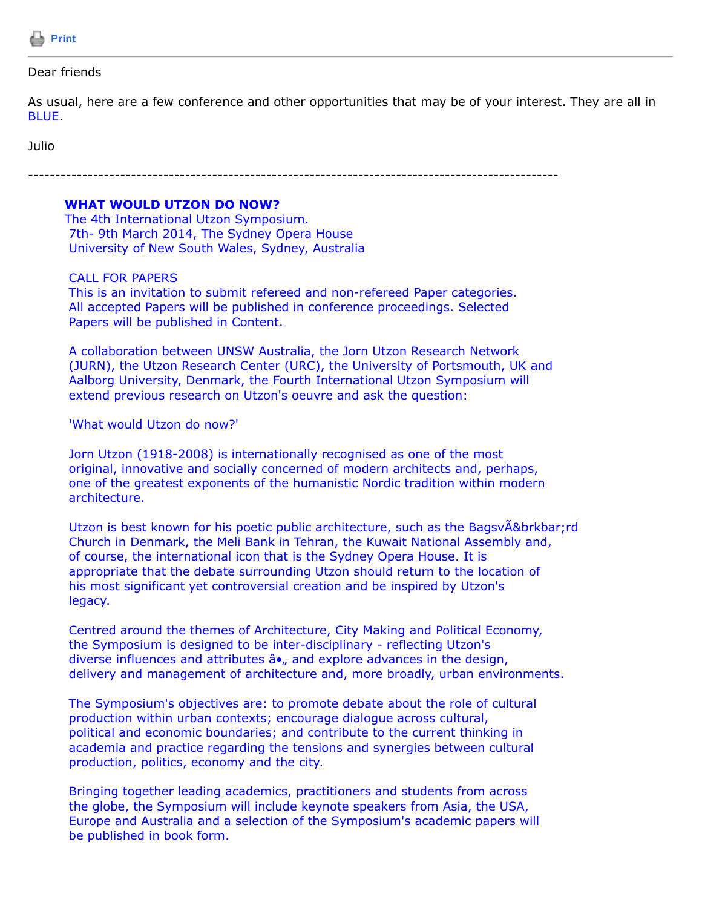Print

---

Dear friends

As usual, here are a few conference and other opportunities that may be of your interest. They are all in BLUE.

Julio

---

**WHAT WOULD UTZON DO NOW?**
The 4th International Utzon Symposium.
7th- 9th March 2014, The Sydney Opera House
University of New South Wales, Sydney, Australia

CALL FOR PAPERS
This is an invitation to submit refereed and non-refereed Paper categories. All accepted Papers will be published in conference proceedings. Selected Papers will be published in Content.

A collaboration between UNSW Australia, the Jorn Utzon Research Network (JURN), the Utzon Research Center (URC), the University of Portsmouth, UK and Aalborg University, Denmark, the Fourth International Utzon Symposium will extend previous research on Utzon's oeuvre and ask the question:

'What would Utzon do now?'

Jorn Utzon (1918-2008) is internationally recognised as one of the most original, innovative and socially concerned of modern architects and, perhaps, one of the greatest exponents of the humanistic Nordic tradition within modern architecture.

Utzon is best known for his poetic public architecture, such as the BagsvÃ&brkbar;rd Church in Denmark, the Meli Bank in Tehran, the Kuwait National Assembly and, of course, the international icon that is the Sydney Opera House. It is appropriate that the debate surrounding Utzon should return to the location of his most significant yet controversial creation and be inspired by Utzon's legacy.

Centred around the themes of Architecture, City Making and Political Economy, the Symposium is designed to be inter-disciplinary - reflecting Utzon's diverse influences and attributes â•„ and explore advances in the design, delivery and management of architecture and, more broadly, urban environments.

The Symposium's objectives are: to promote debate about the role of cultural production within urban contexts; encourage dialogue across cultural, political and economic boundaries; and contribute to the current thinking in academia and practice regarding the tensions and synergies between cultural production, politics, economy and the city.

Bringing together leading academics, practitioners and students from across the globe, the Symposium will include keynote speakers from Asia, the USA, Europe and Australia and a selection of the Symposium's academic papers will be published in book form.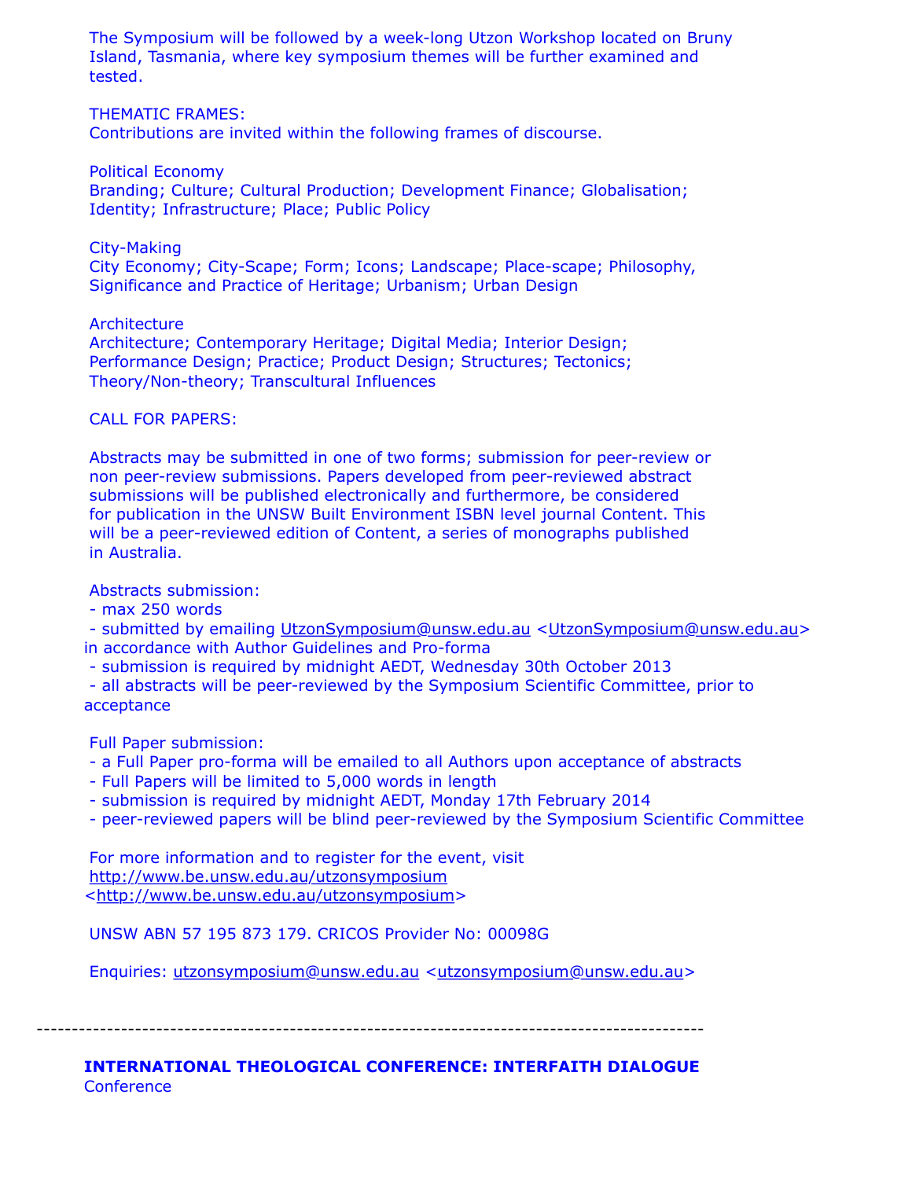The Symposium will be followed by a week-long Utzon Workshop located on Bruny Island, Tasmania, where key symposium themes will be further examined and tested.

THEMATIC FRAMES:
Contributions are invited within the following frames of discourse.

Political Economy
Branding; Culture; Cultural Production; Development Finance; Globalisation; Identity; Infrastructure; Place; Public Policy

City-Making
City Economy; City-Scape; Form; Icons; Landscape; Place-scape; Philosophy, Significance and Practice of Heritage; Urbanism; Urban Design

Architecture
Architecture; Contemporary Heritage; Digital Media; Interior Design; Performance Design; Practice; Product Design; Structures; Tectonics; Theory/Non-theory; Transcultural Influences

CALL FOR PAPERS:

Abstracts may be submitted in one of two forms; submission for peer-review or non peer-review submissions. Papers developed from peer-reviewed abstract submissions will be published electronically and furthermore, be considered for publication in the UNSW Built Environment ISBN level journal Content. This will be a peer-reviewed edition of Content, a series of monographs published in Australia.

Abstracts submission:
- max 250 words
- submitted by emailing UtzonSymposium@unsw.edu.au <UtzonSymposium@unsw.edu.au> in accordance with Author Guidelines and Pro-forma
- submission is required by midnight AEDT, Wednesday 30th October 2013
- all abstracts will be peer-reviewed by the Symposium Scientific Committee, prior to acceptance

Full Paper submission:
- a Full Paper pro-forma will be emailed to all Authors upon acceptance of abstracts
- Full Papers will be limited to 5,000 words in length
- submission is required by midnight AEDT, Monday 17th February 2014
- peer-reviewed papers will be blind peer-reviewed by the Symposium Scientific Committee

For more information and to register for the event, visit http://www.be.unsw.edu.au/utzonsymposium <http://www.be.unsw.edu.au/utzonsymposium>

UNSW ABN 57 195 873 179. CRICOS Provider No: 00098G

Enquiries: utzonsymposium@unsw.edu.au <utzonsymposium@unsw.edu.au>

---

**INTERNATIONAL THEOLOGICAL CONFERENCE: INTERFAITH DIALOGUE**
Conference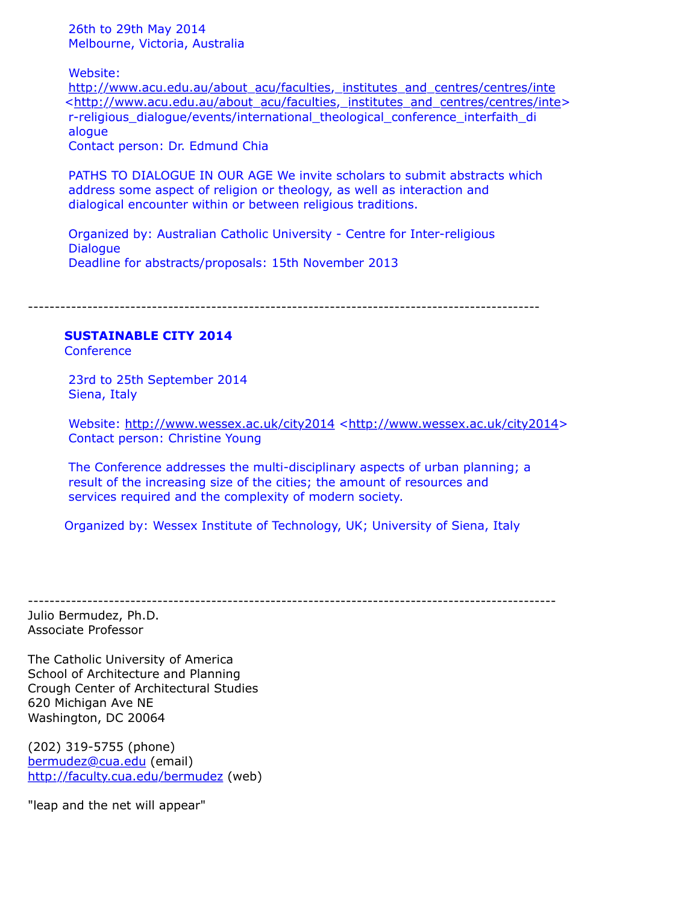26th to 29th May 2014
Melbourne, Victoria, Australia

Website:
http://www.acu.edu.au/about_acu/faculties,_institutes_and_centres/centres/inte
<http://www.acu.edu.au/about_acu/faculties,_institutes_and_centres/centres/inte>
r-religious_dialogue/events/international_theological_conference_interfaith_di
alogue
Contact person: Dr. Edmund Chia

PATHS TO DIALOGUE IN OUR AGE We invite scholars to submit abstracts which address some aspect of religion or theology, as well as interaction and dialogical encounter within or between religious traditions.

Organized by: Australian Catholic University - Centre for Inter-religious Dialogue
Deadline for abstracts/proposals: 15th November 2013

---

**SUSTAINABLE CITY 2014**
Conference

23rd to 25th September 2014
Siena, Italy

Website: http://www.wessex.ac.uk/city2014 <http://www.wessex.ac.uk/city2014>
Contact person: Christine Young

The Conference addresses the multi-disciplinary aspects of urban planning; a result of the increasing size of the cities; the amount of resources and services required and the complexity of modern society.

Organized by: Wessex Institute of Technology, UK; University of Siena, Italy

---

Julio Bermudez, Ph.D.
Associate Professor

The Catholic University of America
School of Architecture and Planning
Crough Center of Architectural Studies
620 Michigan Ave NE
Washington, DC 20064

(202) 319-5755 (phone)
bermudez@cua.edu (email)
http://faculty.cua.edu/bermudez (web)

"leap and the net will appear"